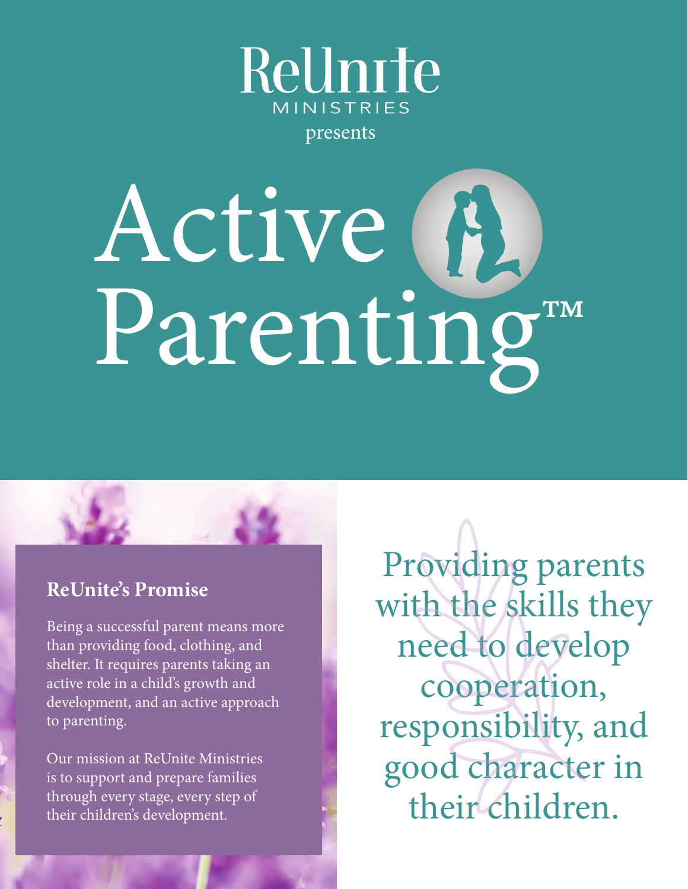ReUnite
MINISTRIES
presents

# Active Parenting™

## ReUnite's Promise

Being a successful parent means more than providing food, clothing, and shelter. It requires parents taking an active role in a child's growth and development, and an active approach to parenting.

Our mission at ReUnite Ministries is to support and prepare families through every stage, every step of their children's development.

Providing parents with the skills they need to develop cooperation, responsibility, and good character in their children.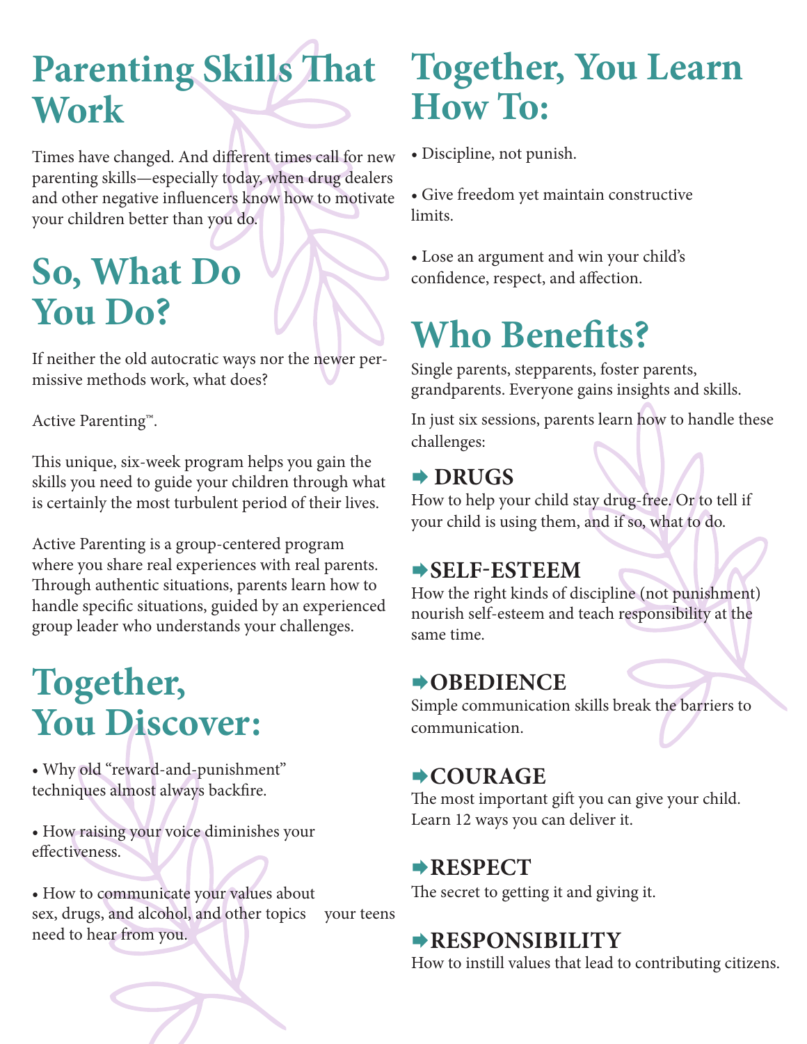# Parenting Skills That Work

Times have changed. And different times call for new parenting skills—especially today, when drug dealers and other negative influencers know how to motivate your children better than you do.

# So, What Do You Do?

If neither the old autocratic ways nor the newer permissive methods work, what does?

Active Parenting™.

This unique, six-week program helps you gain the skills you need to guide your children through what is certainly the most turbulent period of their lives.

Active Parenting is a group-centered program where you share real experiences with real parents. Through authentic situations, parents learn how to handle specific situations, guided by an experienced group leader who understands your challenges.

# Together, You Discover:

- Why old "reward-and-punishment" techniques almost always backfire.
- How raising your voice diminishes your effectiveness.
- How to communicate your values about sex, drugs, and alcohol, and other topics your teens need to hear from you.

# Together, You Learn How To:

- Discipline, not punish.
- Give freedom yet maintain constructive limits.
- Lose an argument and win your child's confidence, respect, and affection.

# Who Benefits?

Single parents, stepparents, foster parents, grandparents. Everyone gains insights and skills.

In just six sessions, parents learn how to handle these challenges:

## ➡ DRUGS

How to help your child stay drug-free. Or to tell if your child is using them, and if so, what to do.

## ➡ SELF-ESTEEM

How the right kinds of discipline (not punishment) nourish self-esteem and teach responsibility at the same time.

## ➡ OBEDIENCE

Simple communication skills break the barriers to communication.

## ➡ COURAGE

The most important gift you can give your child. Learn 12 ways you can deliver it.

## ➡ RESPECT

The secret to getting it and giving it.

## ➡ RESPONSIBILITY

How to instill values that lead to contributing citizens.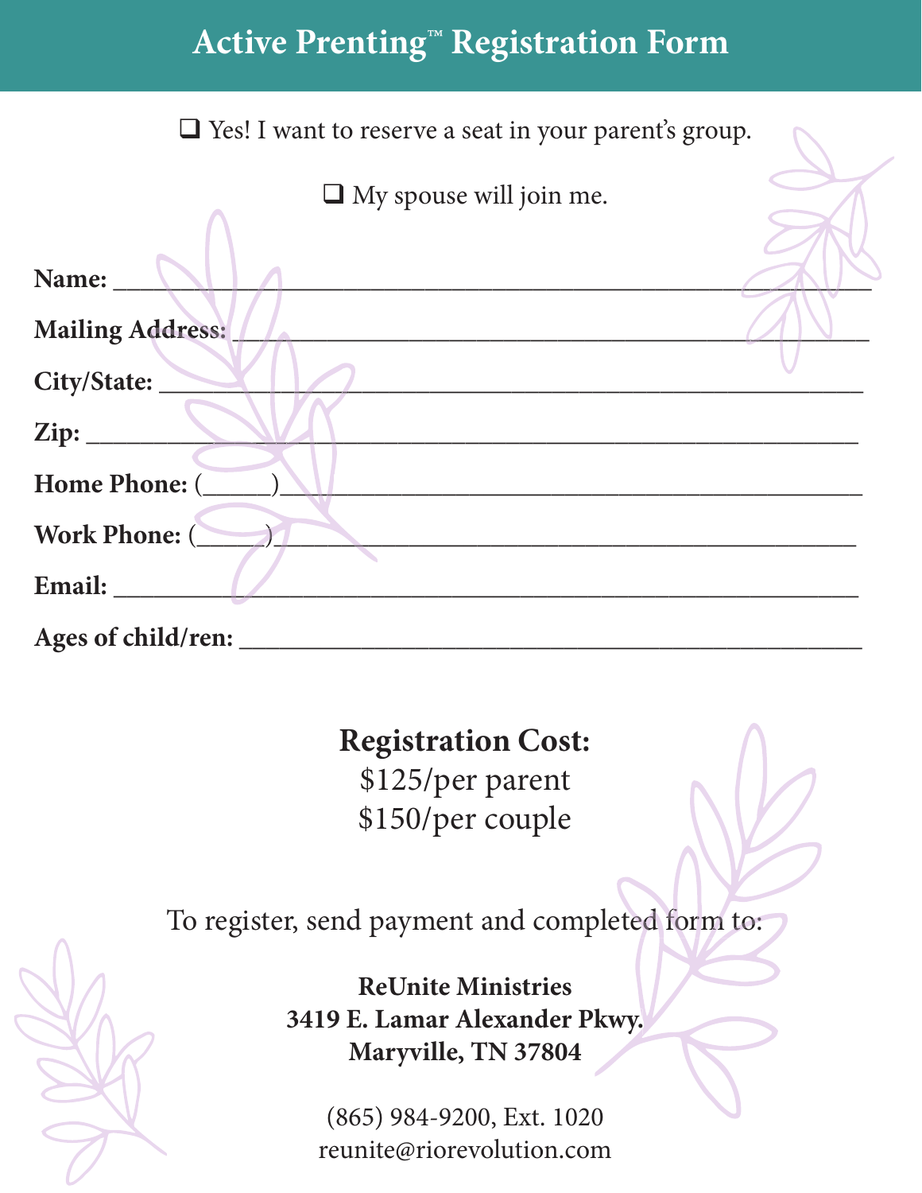# Active Prenting™ Registration Form

❑ Yes! I want to reserve a seat in your parent's group.

❑ My spouse will join me.

**Name:** ______________________________________________

**Mailing Address:** ______________________________________

**City/State:** __________________________________________

**Zip:** _______________________________________________

**Home Phone:** (______)__________________________________

**Work Phone:** (______)__________________________________

**Email:** ______________________________________________

**Ages of child/ren:** _____________________________________

**Registration Cost:**
$125/per parent
$150/per couple

To register, send payment and completed form to:

**ReUnite Ministries**
**3419 E. Lamar Alexander Pkwy.**
**Maryville, TN 37804**

(865) 984-9200, Ext. 1020
reunite@riorevolution.com